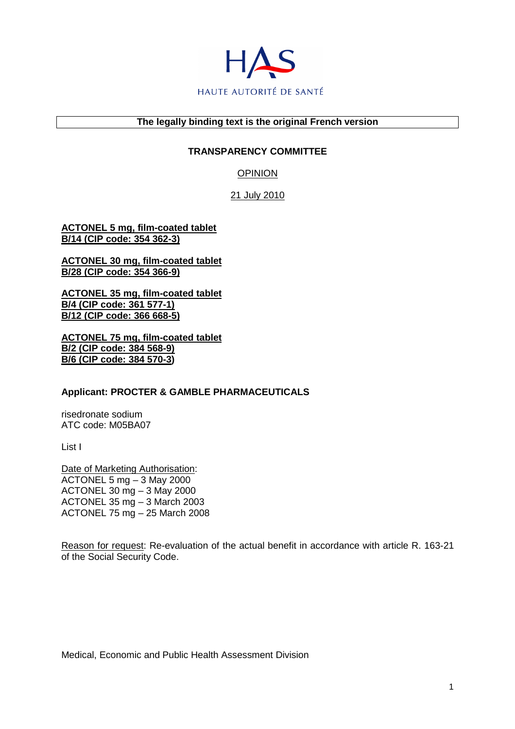HAUTE AUTORITÉ DE SANTÉ

**The legally binding text is the original French version**

**TRANSPARENCY COMMITTEE**

OPINION

21 July 2010

**ACTONEL 5 mg, film-coated tablet**
**B/14 (CIP code: 354 362-3)**

**ACTONEL 30 mg, film-coated tablet**
**B/28 (CIP code: 354 366-9)**

**ACTONEL 35 mg, film-coated tablet**
**B/4 (CIP code: 361 577-1)**
**B/12 (CIP code: 366 668-5)**

**ACTONEL 75 mg, film-coated tablet**
**B/2 (CIP code: 384 568-9)**
**B/6 (CIP code: 384 570-3)**

**Applicant: PROCTER & GAMBLE PHARMACEUTICALS**

risedronate sodium
ATC code: M05BA07

List I

Date of Marketing Authorisation:
ACTONEL 5 mg – 3 May 2000
ACTONEL 30 mg – 3 May 2000
ACTONEL 35 mg – 3 March 2003
ACTONEL 75 mg – 25 March 2008

Reason for request: Re-evaluation of the actual benefit in accordance with article R. 163-21 of the Social Security Code.

Medical, Economic and Public Health Assessment Division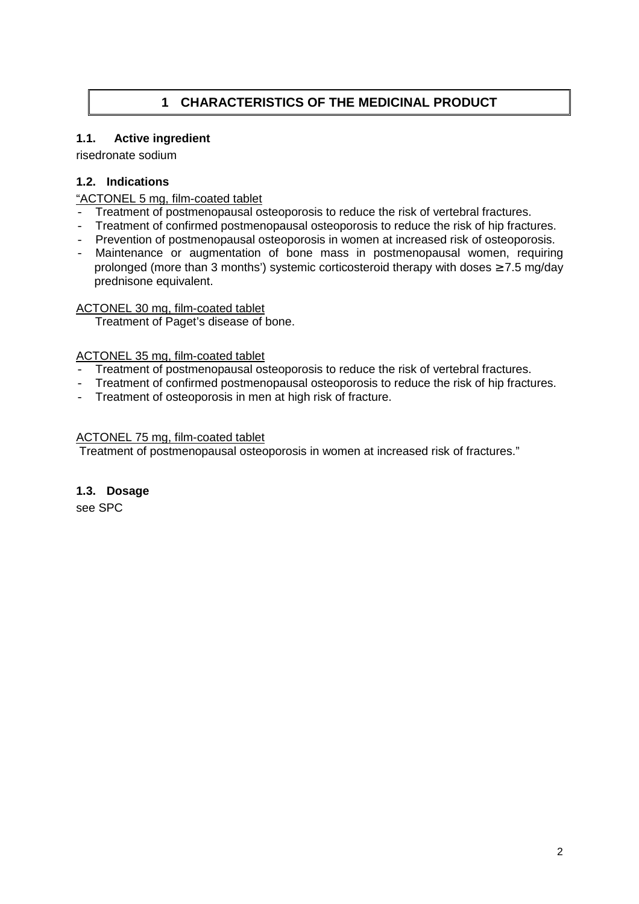# 1 CHARACTERISTICS OF THE MEDICINAL PRODUCT

## 1.1. Active ingredient

risedronate sodium

## 1.2. Indications

“ACTONEL 5 mg, film-coated tablet

- Treatment of postmenopausal osteoporosis to reduce the risk of vertebral fractures.
- Treatment of confirmed postmenopausal osteoporosis to reduce the risk of hip fractures.
- Prevention of postmenopausal osteoporosis in women at increased risk of osteoporosis.
- Maintenance or augmentation of bone mass in postmenopausal women, requiring prolonged (more than 3 months’) systemic corticosteroid therapy with doses ≥ 7.5 mg/day prednisone equivalent.

ACTONEL 30 mg, film-coated tablet

Treatment of Paget’s disease of bone.

ACTONEL 35 mg, film-coated tablet

- Treatment of postmenopausal osteoporosis to reduce the risk of vertebral fractures.
- Treatment of confirmed postmenopausal osteoporosis to reduce the risk of hip fractures.
- Treatment of osteoporosis in men at high risk of fracture.

ACTONEL 75 mg, film-coated tablet

Treatment of postmenopausal osteoporosis in women at increased risk of fractures.”

## 1.3. Dosage

see SPC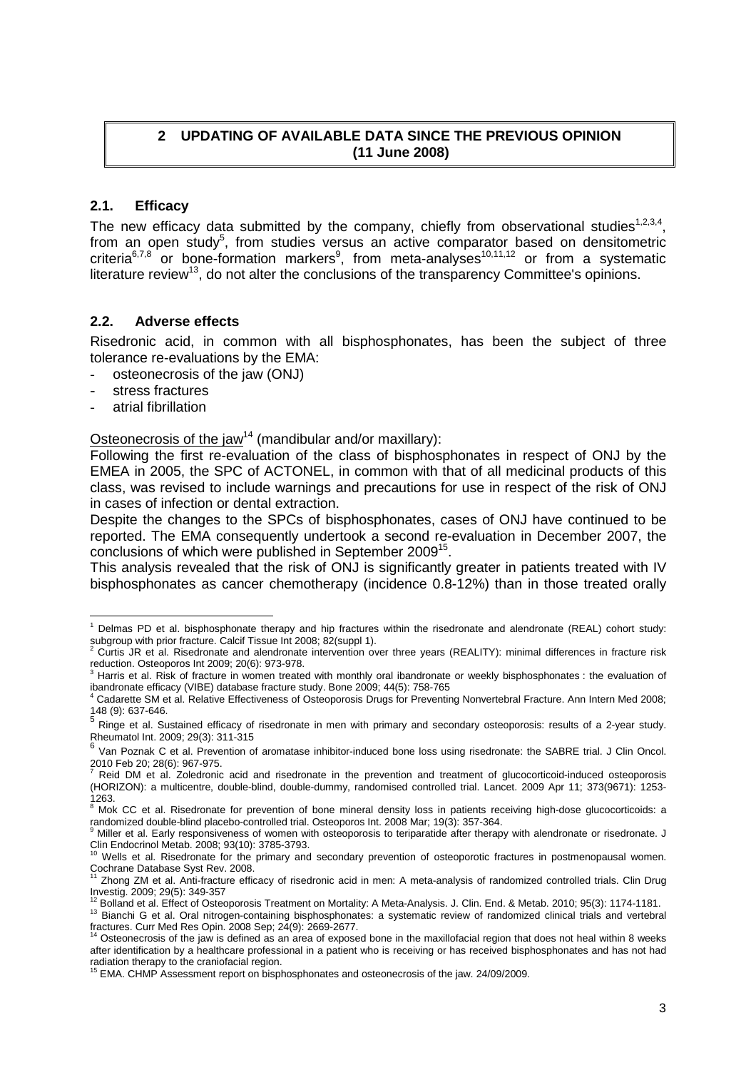## 2 UPDATING OF AVAILABLE DATA SINCE THE PREVIOUS OPINION (11 June 2008)

### 2.1. Efficacy

The new efficacy data submitted by the company, chiefly from observational studies[1,2,3,4], from an open study[5], from studies versus an active comparator based on densitometric criteria[6,7,8] or bone-formation markers[9], from meta-analyses[10,11,12] or from a systematic literature review[13], do not alter the conclusions of the transparency Committee's opinions.

### 2.2. Adverse effects

Risedronic acid, in common with all bisphosphonates, has been the subject of three tolerance re-evaluations by the EMA:

- osteonecrosis of the jaw (ONJ)
- stress fractures
- atrial fibrillation

Osteonecrosis of the jaw[14] (mandibular and/or maxillary):

Following the first re-evaluation of the class of bisphosphonates in respect of ONJ by the EMEA in 2005, the SPC of ACTONEL, in common with that of all medicinal products of this class, was revised to include warnings and precautions for use in respect of the risk of ONJ in cases of infection or dental extraction.

Despite the changes to the SPCs of bisphosphonates, cases of ONJ have continued to be reported. The EMA consequently undertook a second re-evaluation in December 2007, the conclusions of which were published in September 2009[15].

This analysis revealed that the risk of ONJ is significantly greater in patients treated with IV bisphosphonates as cancer chemotherapy (incidence 0.8-12%) than in those treated orally

---

[1] Delmas PD et al. bisphosphonate therapy and hip fractures within the risedronate and alendronate (REAL) cohort study: subgroup with prior fracture. Calcif Tissue Int 2008; 82(suppl 1).

[2] Curtis JR et al. Risedronate and alendronate intervention over three years (REALITY): minimal differences in fracture risk reduction. Osteoporos Int 2009; 20(6): 973-978.

[3] Harris et al. Risk of fracture in women treated with monthly oral ibandronate or weekly bisphosphonates : the evaluation of ibandronate efficacy (VIBE) database fracture study. Bone 2009; 44(5): 758-765

[4] Cadarette SM et al. Relative Effectiveness of Osteoporosis Drugs for Preventing Nonvertebral Fracture. Ann Intern Med 2008; 148 (9): 637-646.

[5] Ringe et al. Sustained efficacy of risedronate in men with primary and secondary osteoporosis: results of a 2-year study. Rheumatol Int. 2009; 29(3): 311-315

[6] Van Poznak C et al. Prevention of aromatase inhibitor-induced bone loss using risedronate: the SABRE trial. J Clin Oncol. 2010 Feb 20; 28(6): 967-975.

[7] Reid DM et al. Zoledronic acid and risedronate in the prevention and treatment of glucocorticoid-induced osteoporosis (HORIZON): a multicentre, double-blind, double-dummy, randomised controlled trial. Lancet. 2009 Apr 11; 373(9671): 1253-1263.

[8] Mok CC et al. Risedronate for prevention of bone mineral density loss in patients receiving high-dose glucocorticoids: a randomized double-blind placebo-controlled trial. Osteoporos Int. 2008 Mar; 19(3): 357-364.

[9] Miller et al. Early responsiveness of women with osteoporosis to teriparatide after therapy with alendronate or risedronate. J Clin Endocrinol Metab. 2008; 93(10): 3785-3793.

[10] Wells et al. Risedronate for the primary and secondary prevention of osteoporotic fractures in postmenopausal women. Cochrane Database Syst Rev. 2008.

[11] Zhong ZM et al. Anti-fracture efficacy of risedronic acid in men: A meta-analysis of randomized controlled trials. Clin Drug Investig. 2009; 29(5): 349-357

[12] Bolland et al. Effect of Osteoporosis Treatment on Mortality: A Meta-Analysis. J. Clin. End. & Metab. 2010; 95(3): 1174-1181.

[13] Bianchi G et al. Oral nitrogen-containing bisphosphonates: a systematic review of randomized clinical trials and vertebral fractures. Curr Med Res Opin. 2008 Sep; 24(9): 2669-2677.

[14] Osteonecrosis of the jaw is defined as an area of exposed bone in the maxillofacial region that does not heal within 8 weeks after identification by a healthcare professional in a patient who is receiving or has received bisphosphonates and has not had radiation therapy to the craniofacial region.

[15] EMA. CHMP Assessment report on bisphosphonates and osteonecrosis of the jaw. 24/09/2009.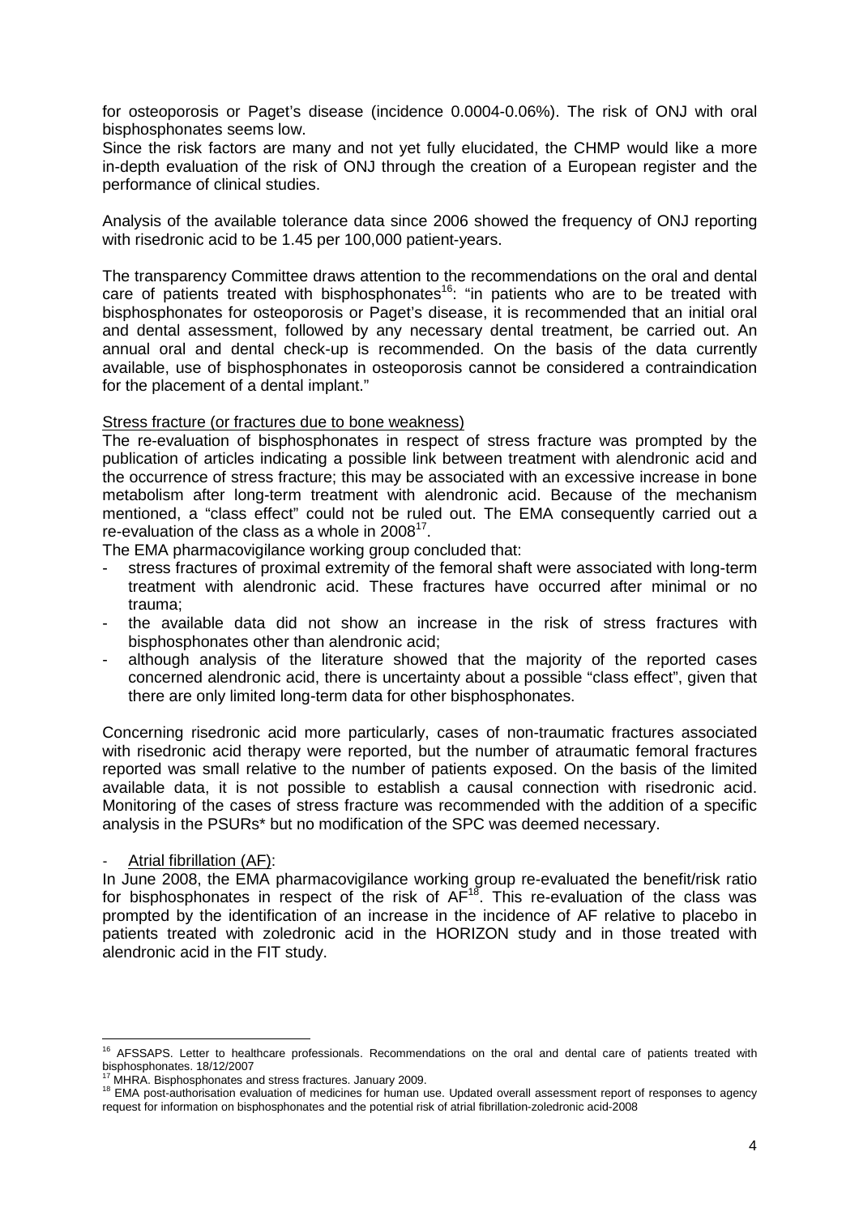for osteoporosis or Paget's disease (incidence 0.0004-0.06%). The risk of ONJ with oral bisphosphonates seems low.
Since the risk factors are many and not yet fully elucidated, the CHMP would like a more in-depth evaluation of the risk of ONJ through the creation of a European register and the performance of clinical studies.

Analysis of the available tolerance data since 2006 showed the frequency of ONJ reporting with risedronic acid to be 1.45 per 100,000 patient-years.

The transparency Committee draws attention to the recommendations on the oral and dental care of patients treated with bisphosphonates[16]: "in patients who are to be treated with bisphosphonates for osteoporosis or Paget's disease, it is recommended that an initial oral and dental assessment, followed by any necessary dental treatment, be carried out. An annual oral and dental check-up is recommended. On the basis of the data currently available, use of bisphosphonates in osteoporosis cannot be considered a contraindication for the placement of a dental implant."

Stress fracture (or fractures due to bone weakness)

The re-evaluation of bisphosphonates in respect of stress fracture was prompted by the publication of articles indicating a possible link between treatment with alendronic acid and the occurrence of stress fracture; this may be associated with an excessive increase in bone metabolism after long-term treatment with alendronic acid. Because of the mechanism mentioned, a "class effect" could not be ruled out. The EMA consequently carried out a re-evaluation of the class as a whole in 2008[17].

The EMA pharmacovigilance working group concluded that:

- stress fractures of proximal extremity of the femoral shaft were associated with long-term treatment with alendronic acid. These fractures have occurred after minimal or no trauma;
- the available data did not show an increase in the risk of stress fractures with bisphosphonates other than alendronic acid;
- although analysis of the literature showed that the majority of the reported cases concerned alendronic acid, there is uncertainty about a possible "class effect", given that there are only limited long-term data for other bisphosphonates.

Concerning risedronic acid more particularly, cases of non-traumatic fractures associated with risedronic acid therapy were reported, but the number of atraumatic femoral fractures reported was small relative to the number of patients exposed. On the basis of the limited available data, it is not possible to establish a causal connection with risedronic acid. Monitoring of the cases of stress fracture was recommended with the addition of a specific analysis in the PSURs* but no modification of the SPC was deemed necessary.

- Atrial fibrillation (AF):

In June 2008, the EMA pharmacovigilance working group re-evaluated the benefit/risk ratio for bisphosphonates in respect of the risk of AF[18]. This re-evaluation of the class was prompted by the identification of an increase in the incidence of AF relative to placebo in patients treated with zoledronic acid in the HORIZON study and in those treated with alendronic acid in the FIT study.

[16] AFSSAPS. Letter to healthcare professionals. Recommendations on the oral and dental care of patients treated with bisphosphonates. 18/12/2007

[17] MHRA. Bisphosphonates and stress fractures. January 2009.

[18] EMA post-authorisation evaluation of medicines for human use. Updated overall assessment report of responses to agency request for information on bisphosphonates and the potential risk of atrial fibrillation-zoledronic acid-2008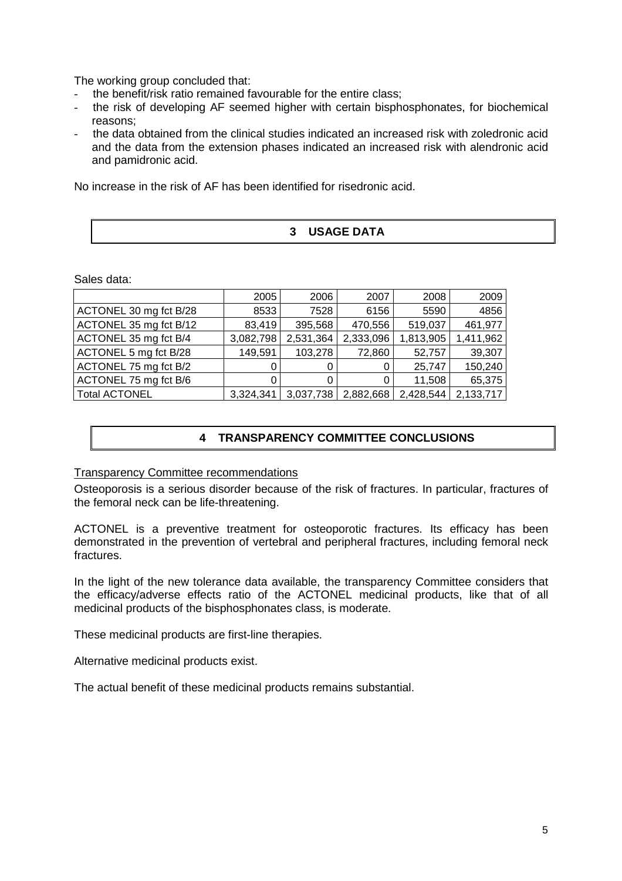The working group concluded that:

- the benefit/risk ratio remained favourable for the entire class;
- the risk of developing AF seemed higher with certain bisphosphonates, for biochemical reasons;
- the data obtained from the clinical studies indicated an increased risk with zoledronic acid and the data from the extension phases indicated an increased risk with alendronic acid and pamidronic acid.

No increase in the risk of AF has been identified for risedronic acid.

## 3 USAGE DATA

Sales data:

| | 2005 | 2006 | 2007 | 2008 | 2009 |
|---|---|---|---|---|---|
| ACTONEL 30 mg fct B/28 | 8533 | 7528 | 6156 | 5590 | 4856 |
| ACTONEL 35 mg fct B/12 | 83,419 | 395,568 | 470,556 | 519,037 | 461,977 |
| ACTONEL 35 mg fct B/4 | 3,082,798 | 2,531,364 | 2,333,096 | 1,813,905 | 1,411,962 |
| ACTONEL 5 mg fct B/28 | 149,591 | 103,278 | 72,860 | 52,757 | 39,307 |
| ACTONEL 75 mg fct B/2 | 0 | 0 | 0 | 25,747 | 150,240 |
| ACTONEL 75 mg fct B/6 | 0 | 0 | 0 | 11,508 | 65,375 |
| Total ACTONEL | 3,324,341 | 3,037,738 | 2,882,668 | 2,428,544 | 2,133,717 |

## 4 TRANSPARENCY COMMITTEE CONCLUSIONS

Transparency Committee recommendations

Osteoporosis is a serious disorder because of the risk of fractures. In particular, fractures of the femoral neck can be life-threatening.

ACTONEL is a preventive treatment for osteoporotic fractures. Its efficacy has been demonstrated in the prevention of vertebral and peripheral fractures, including femoral neck fractures.

In the light of the new tolerance data available, the transparency Committee considers that the efficacy/adverse effects ratio of the ACTONEL medicinal products, like that of all medicinal products of the bisphosphonates class, is moderate.

These medicinal products are first-line therapies.

Alternative medicinal products exist.

The actual benefit of these medicinal products remains substantial.